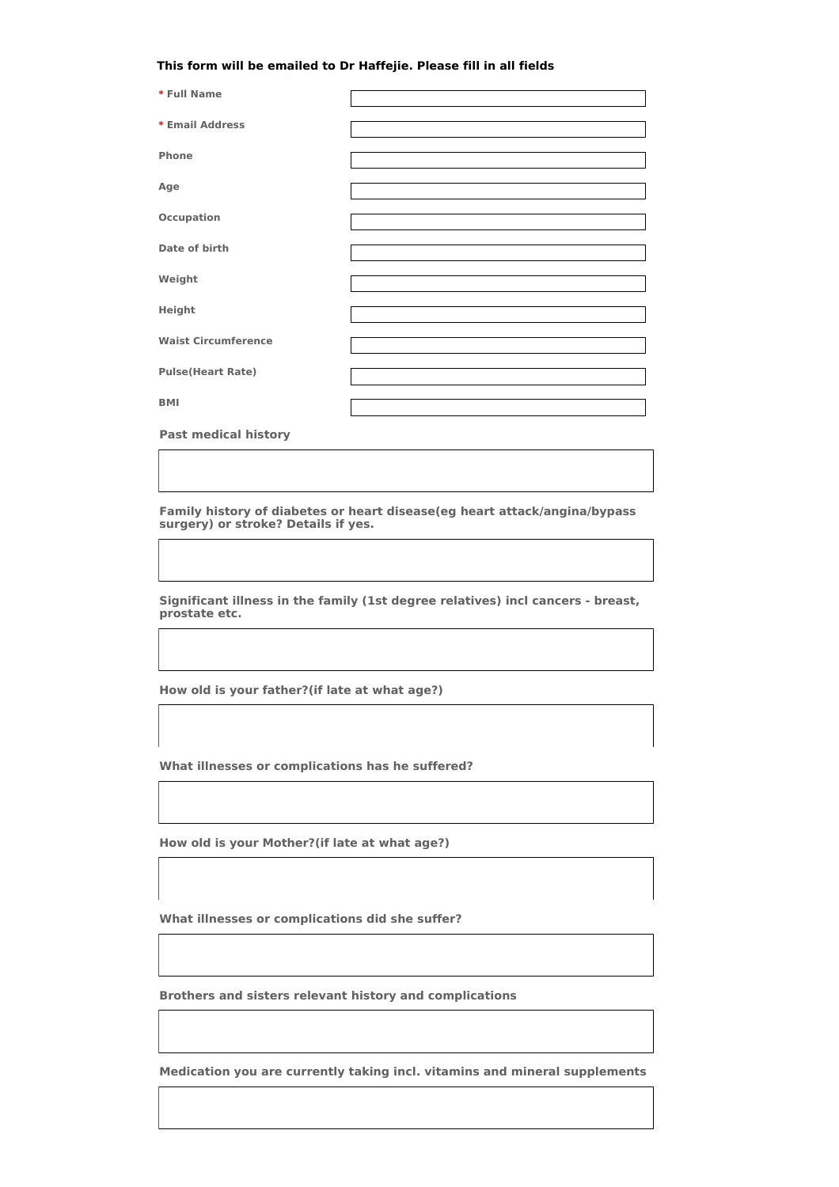**This form will be emailed to Dr Haffejie. Please fill in all fields**

| | |
|---|---|
| * Full Name | |
| * Email Address | |
| Phone | |
| Age | |
| Occupation | |
| Date of birth | |
| Weight | |
| Height | |
| Waist Circumference | |
| Pulse(Heart Rate) | |
| BMI | |

**Past medical history**

&nbsp;

**Family history of diabetes or heart disease(eg heart attack/angina/bypass surgery) or stroke? Details if yes.**

&nbsp;

**Significant illness in the family (1st degree relatives) incl cancers - breast, prostate etc.**

&nbsp;

**How old is your father?(if late at what age?)**

&nbsp;

**What illnesses or complications has he suffered?**

&nbsp;

**How old is your Mother?(if late at what age?)**

&nbsp;

**What illnesses or complications did she suffer?**

&nbsp;

**Brothers and sisters relevant history and complications**

&nbsp;

**Medication you are currently taking incl. vitamins and mineral supplements**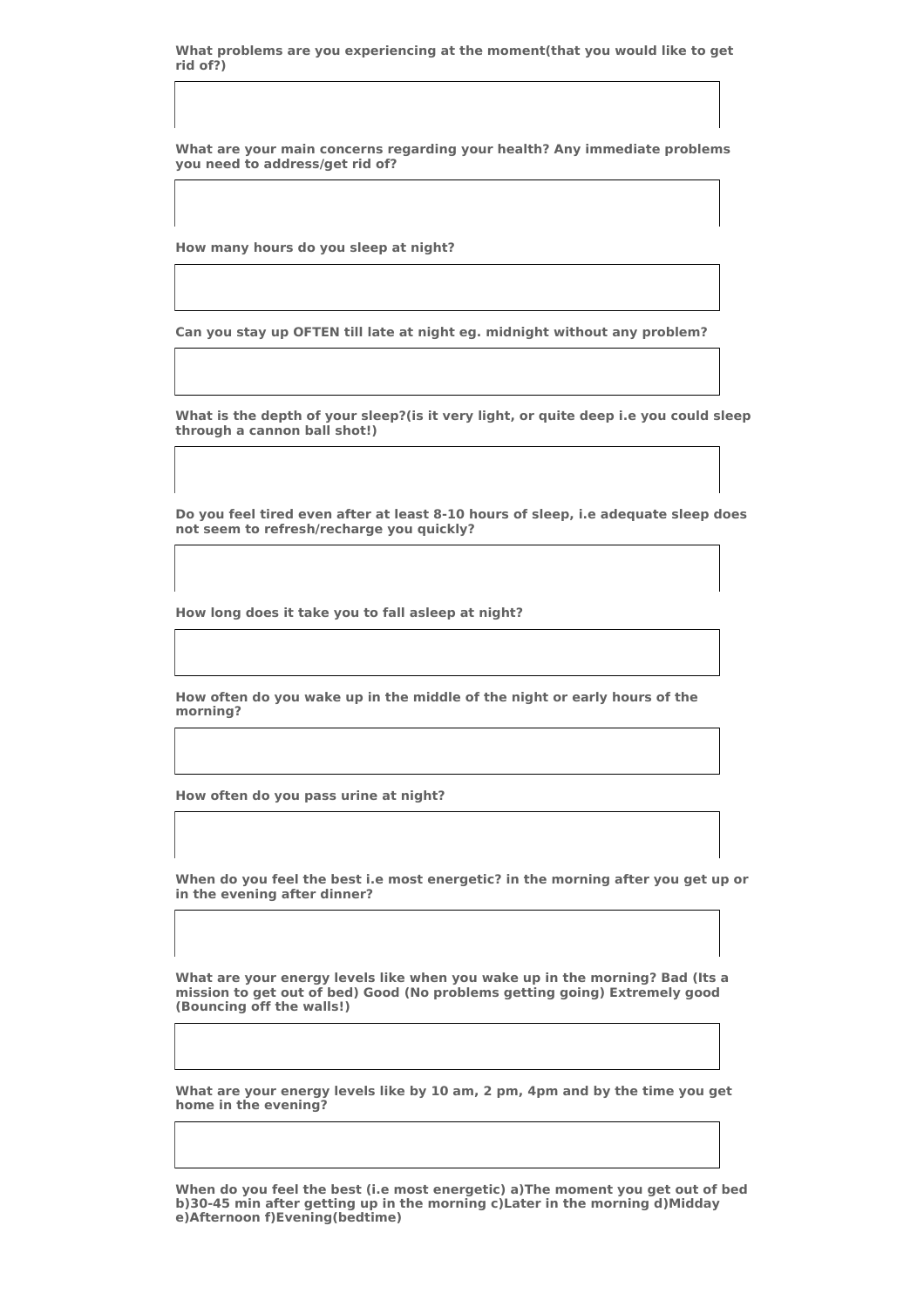**What problems are you experiencing at the moment(that you would like to get rid of?)**

**What are your main concerns regarding your health? Any immediate problems you need to address/get rid of?**

**How many hours do you sleep at night?**

**Can you stay up OFTEN till late at night eg. midnight without any problem?**

**What is the depth of your sleep?(is it very light, or quite deep i.e you could sleep through a cannon ball shot!)**

**Do you feel tired even after at least 8-10 hours of sleep, i.e adequate sleep does not seem to refresh/recharge you quickly?**

**How long does it take you to fall asleep at night?**

**How often do you wake up in the middle of the night or early hours of the morning?**

**How often do you pass urine at night?**

**When do you feel the best i.e most energetic? in the morning after you get up or in the evening after dinner?**

**What are your energy levels like when you wake up in the morning? Bad (Its a mission to get out of bed) Good (No problems getting going) Extremely good (Bouncing off the walls!)**

**What are your energy levels like by 10 am, 2 pm, 4pm and by the time you get home in the evening?**

**When do you feel the best (i.e most energetic) a)The moment you get out of bed b)30-45 min after getting up in the morning c)Later in the morning d)Midday e)Afternoon f)Evening(bedtime)**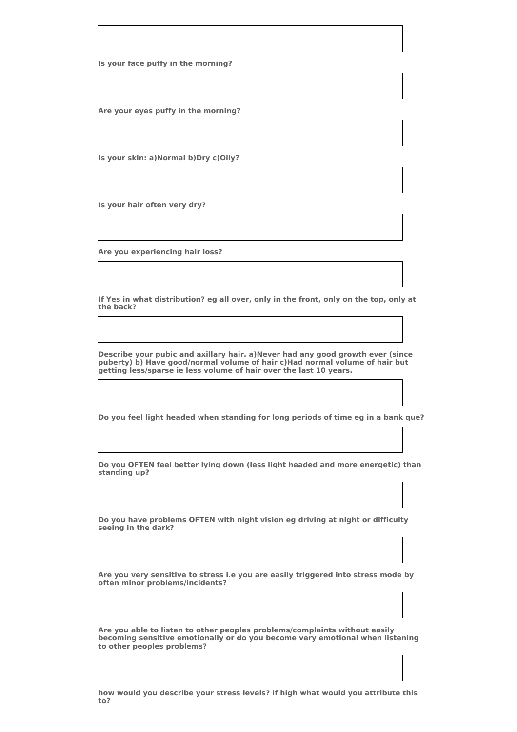**Is your face puffy in the morning?**

**Are your eyes puffy in the morning?**

**Is your skin: a)Normal b)Dry c)Oily?**

**Is your hair often very dry?**

**Are you experiencing hair loss?**

**If Yes in what distribution? eg all over, only in the front, only on the top, only at the back?**

**Describe your pubic and axillary hair. a)Never had any good growth ever (since puberty) b) Have good/normal volume of hair c)Had normal volume of hair but getting less/sparse ie less volume of hair over the last 10 years.**

**Do you feel light headed when standing for long periods of time eg in a bank que?**

**Do you OFTEN feel better lying down (less light headed and more energetic) than standing up?**

**Do you have problems OFTEN with night vision eg driving at night or difficulty seeing in the dark?**

**Are you very sensitive to stress i.e you are easily triggered into stress mode by often minor problems/incidents?**

**Are you able to listen to other peoples problems/complaints without easily becoming sensitive emotionally or do you become very emotional when listening to other peoples problems?**

**how would you describe your stress levels? if high what would you attribute this to?**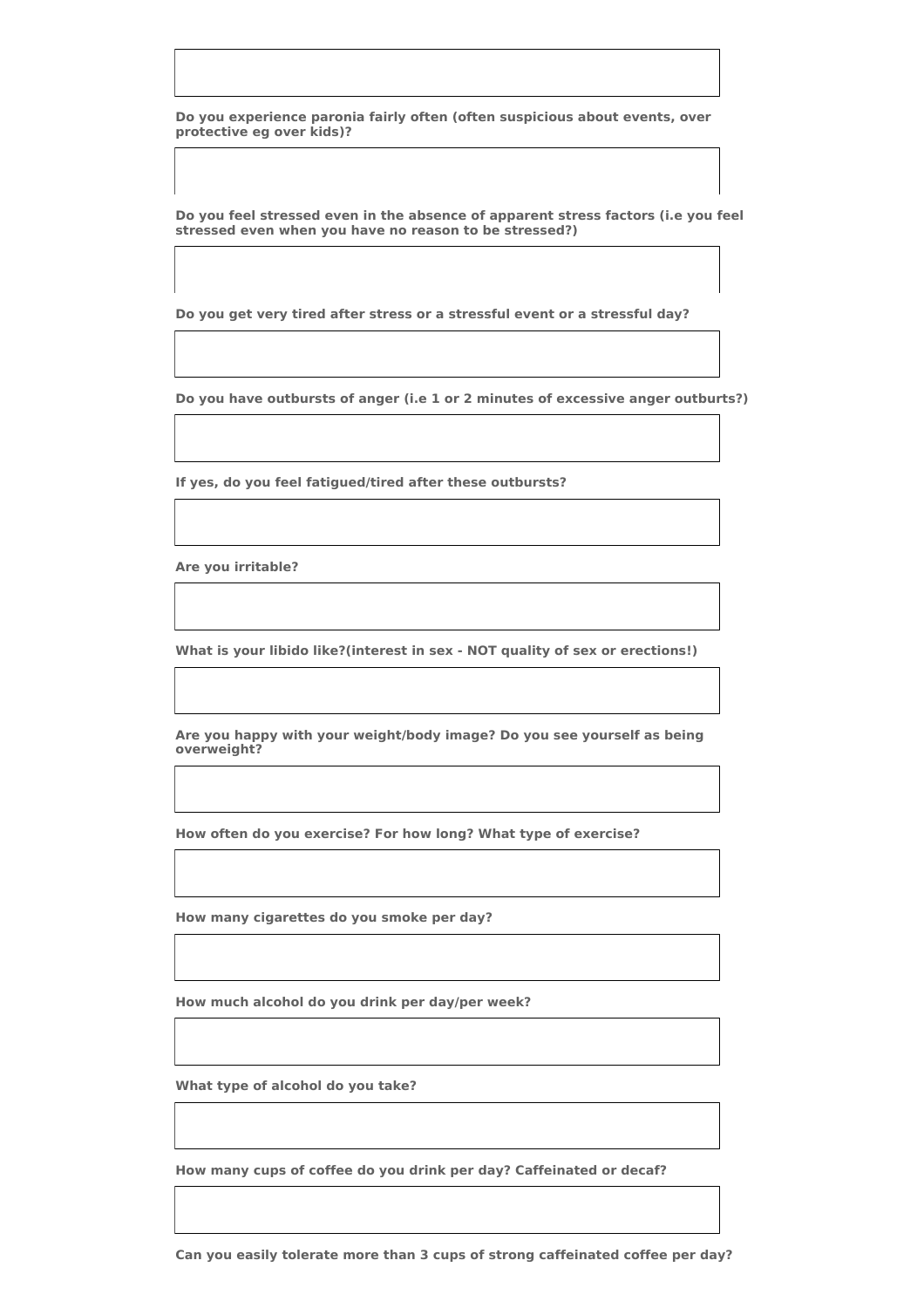**Do you experience paronia fairly often (often suspicious about events, over protective eg over kids)?**

**Do you feel stressed even in the absence of apparent stress factors (i.e you feel stressed even when you have no reason to be stressed?)**

**Do you get very tired after stress or a stressful event or a stressful day?**

**Do you have outbursts of anger (i.e 1 or 2 minutes of excessive anger outburts?)**

**If yes, do you feel fatigued/tired after these outbursts?**

**Are you irritable?**

**What is your libido like?(interest in sex - NOT quality of sex or erections!)**

**Are you happy with your weight/body image? Do you see yourself as being overweight?**

**How often do you exercise? For how long? What type of exercise?**

**How many cigarettes do you smoke per day?**

**How much alcohol do you drink per day/per week?**

**What type of alcohol do you take?**

**How many cups of coffee do you drink per day? Caffeinated or decaf?**

**Can you easily tolerate more than 3 cups of strong caffeinated coffee per day?**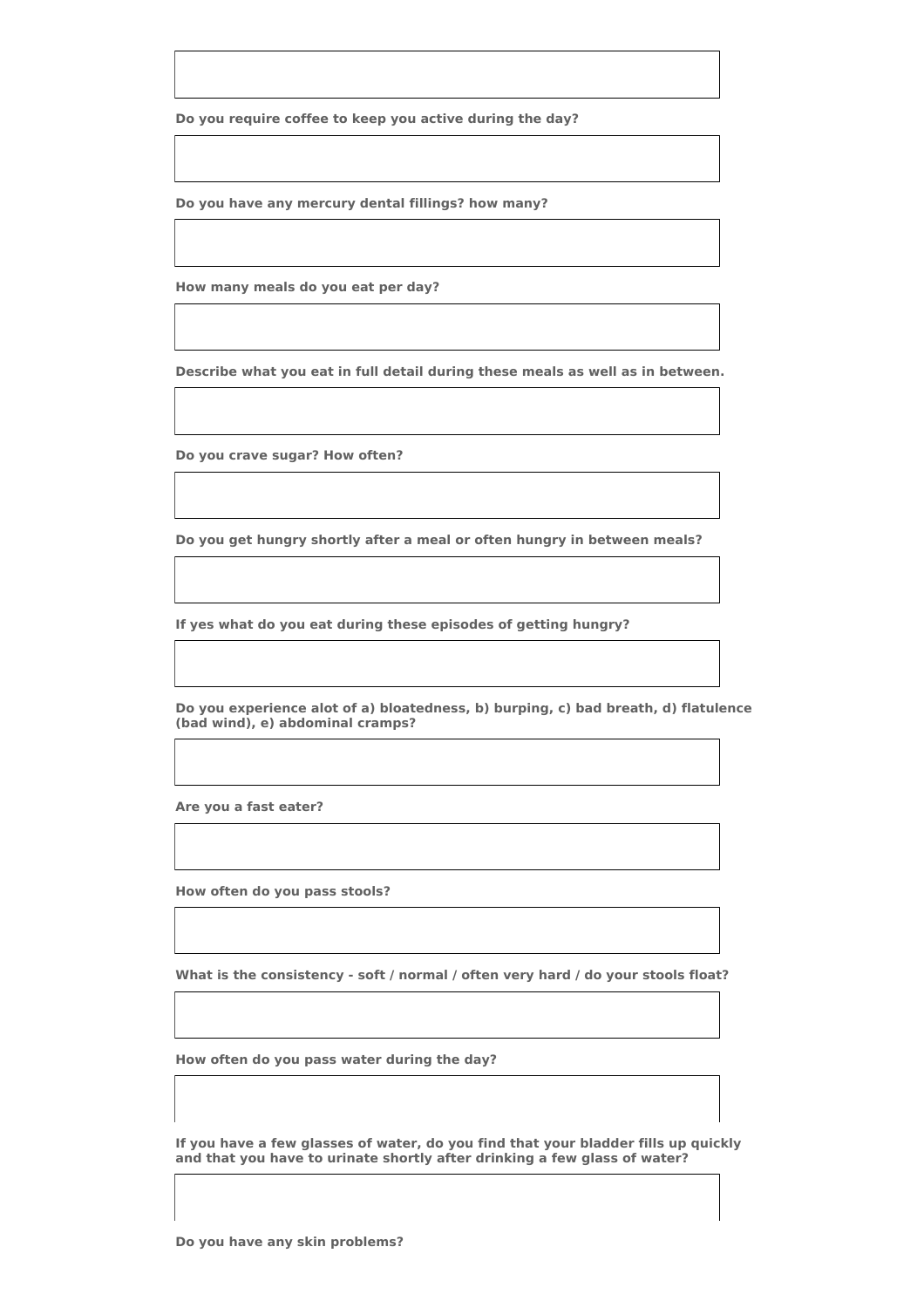**Do you require coffee to keep you active during the day?**

**Do you have any mercury dental fillings? how many?**

**How many meals do you eat per day?**

**Describe what you eat in full detail during these meals as well as in between.**

**Do you crave sugar? How often?**

**Do you get hungry shortly after a meal or often hungry in between meals?**

**If yes what do you eat during these episodes of getting hungry?**

**Do you experience alot of a) bloatedness, b) burping, c) bad breath, d) flatulence (bad wind), e) abdominal cramps?**

**Are you a fast eater?**

**How often do you pass stools?**

**What is the consistency - soft / normal / often very hard / do your stools float?**

**How often do you pass water during the day?**

**If you have a few glasses of water, do you find that your bladder fills up quickly and that you have to urinate shortly after drinking a few glass of water?**

**Do you have any skin problems?**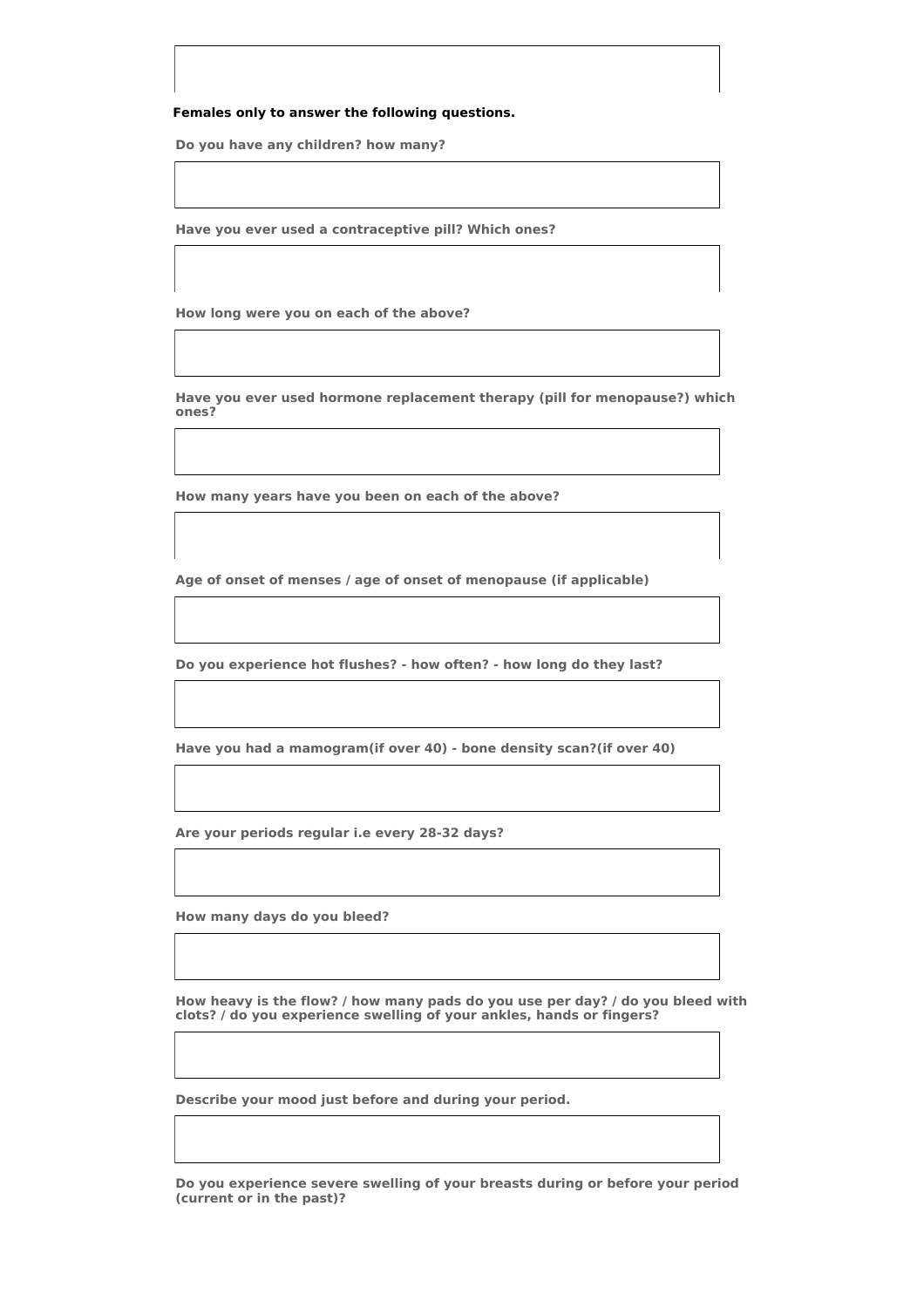**Females only to answer the following questions.**

**Do you have any children? how many?**

**Have you ever used a contraceptive pill? Which ones?**

**How long were you on each of the above?**

**Have you ever used hormone replacement therapy (pill for menopause?) which ones?**

**How many years have you been on each of the above?**

**Age of onset of menses / age of onset of menopause (if applicable)**

**Do you experience hot flushes? - how often? - how long do they last?**

**Have you had a mamogram(if over 40) - bone density scan?(if over 40)**

**Are your periods regular i.e every 28-32 days?**

**How many days do you bleed?**

**How heavy is the flow? / how many pads do you use per day? / do you bleed with clots? / do you experience swelling of your ankles, hands or fingers?**

**Describe your mood just before and during your period.**

**Do you experience severe swelling of your breasts during or before your period (current or in the past)?**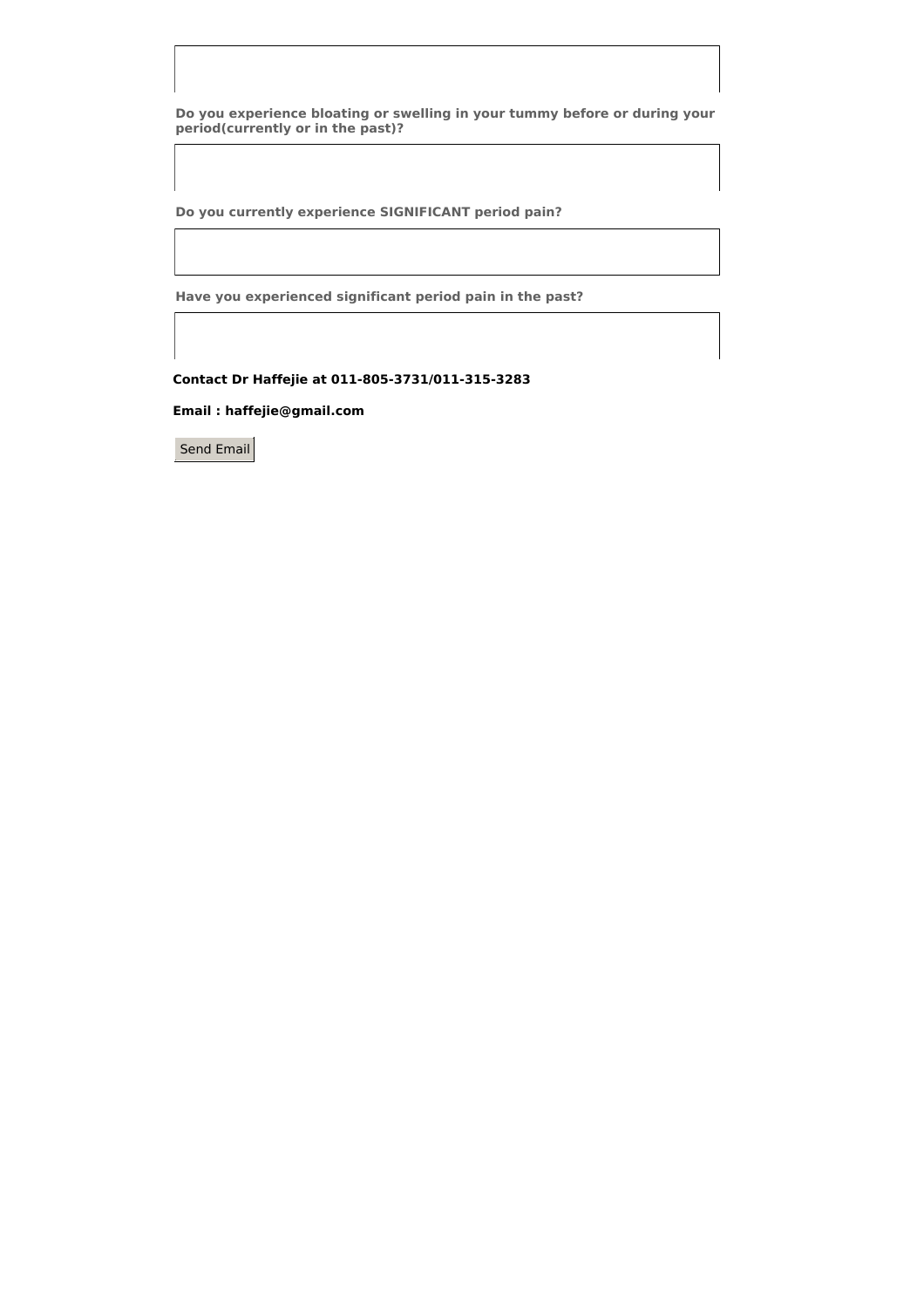**Do you experience bloating or swelling in your tummy before or during your period(currently or in the past)?**

**Do you currently experience SIGNIFICANT period pain?**

**Have you experienced significant period pain in the past?**

**Contact Dr Haffejie at 011-805-3731/011-315-3283**

**Email : haffejie@gmail.com**

Send Email